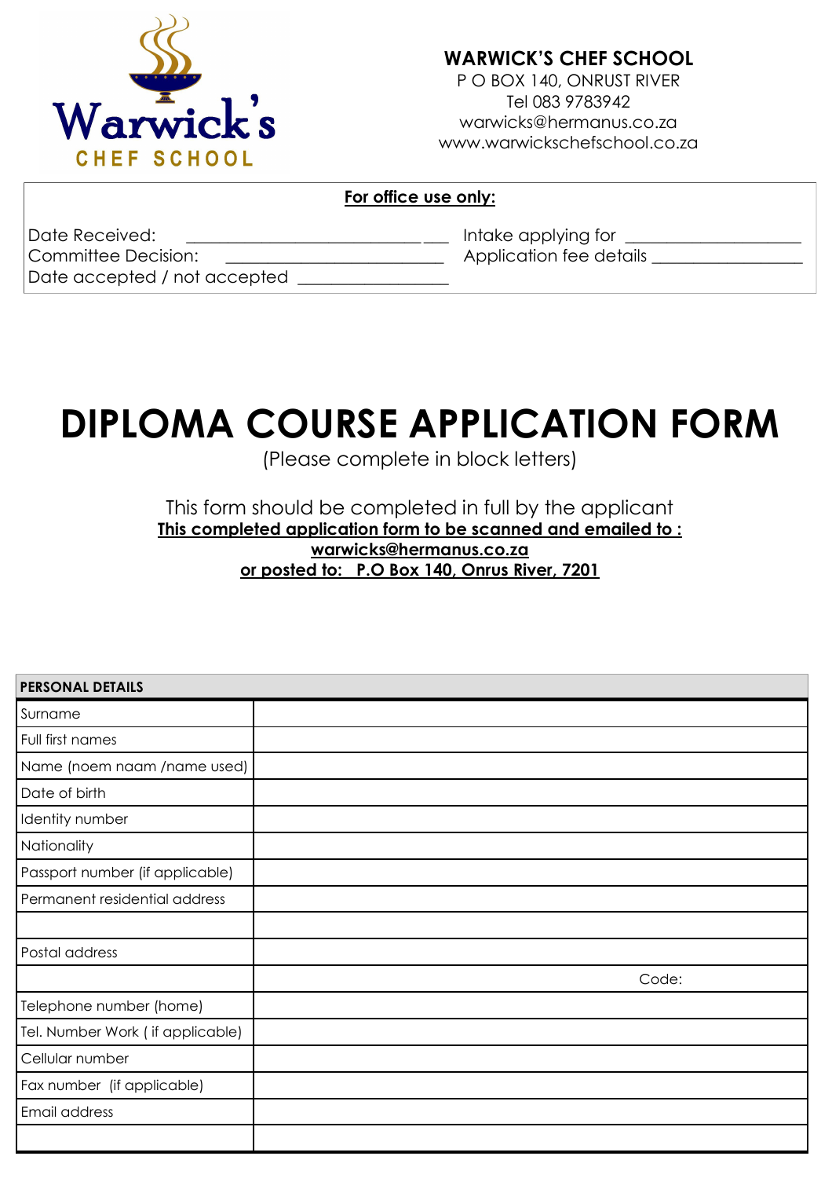**WARWICK'S CHEF SCHOOL**
P O BOX 140, ONRUST RIVER
Tel 083 9783942
warwicks@hermanus.co.za
www.warwickschefschool.co.za

**For office use only:**

Date Received: ______________________________ Intake applying for ____________________
Committee Decision: ________________________ Application fee details _________________
Date accepted / not accepted _________________

# DIPLOMA COURSE APPLICATION FORM

(Please complete in block letters)

This form should be completed in full by the applicant
**This completed application form to be scanned and emailed to :**
**warwicks@hermanus.co.za**
**or posted to: P.O Box 140, Onrus River, 7201**

| **PERSONAL DETAILS** | |
|---|---|
| Surname | |
| Full first names | |
| Name (noem naam /name used) | |
| Date of birth | |
| Identity number | |
| Nationality | |
| Passport number (if applicable) | |
| Permanent residential address | |
| | |
| Postal address | |
| | Code: |
| Telephone number (home) | |
| Tel. Number Work ( if applicable) | |
| Cellular number | |
| Fax number (if applicable) | |
| Email address | |
| | |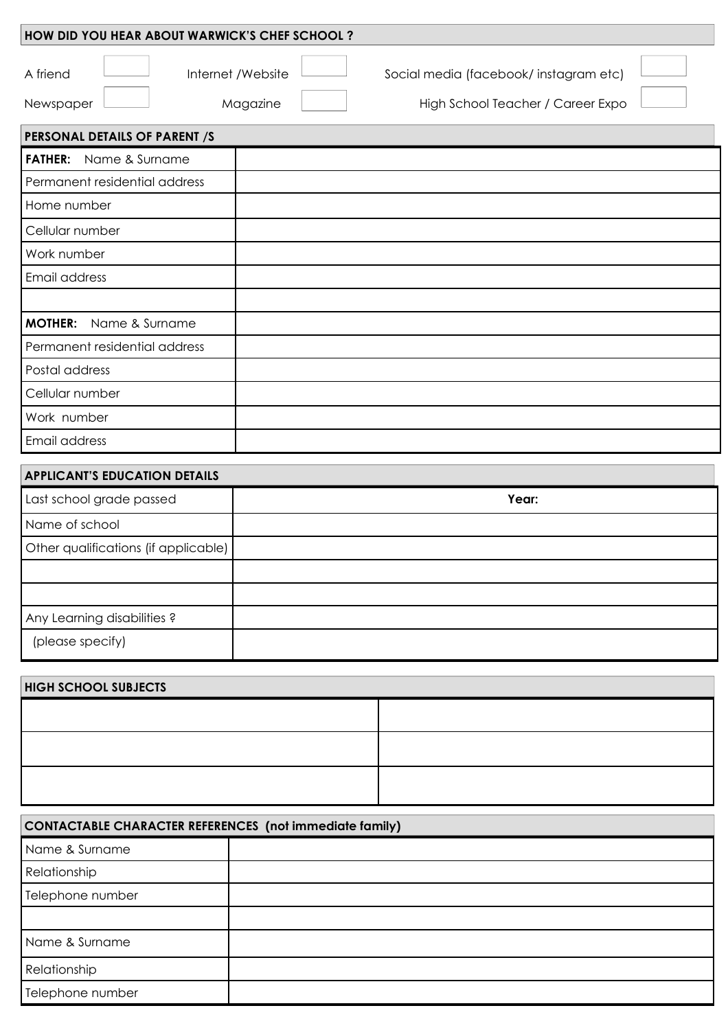## HOW DID YOU HEAR ABOUT WARWICK'S CHEF SCHOOL ?

| | | | | | |
|---|---|---|---|---|---|
| A friend | | Internet /Website | | Social media (facebook/ instagram etc) | |
| Newspaper | | Magazine | | High School Teacher / Career Expo | |

## PERSONAL DETAILS OF PARENT /S

| | |
|---|---|
| **FATHER:** Name & Surname | |
| Permanent residential address | |
| Home number | |
| Cellular number | |
| Work number | |
| Email address | |
| | |
| **MOTHER:** Name & Surname | |
| Permanent residential address | |
| Postal address | |
| Cellular number | |
| Work number | |
| Email address | |

## APPLICANT'S EDUCATION DETAILS

| | |
|---|---|
| Last school grade passed | **Year:** |
| Name of school | |
| Other qualifications (if applicable) | |
| | |
| | |
| Any Learning disabilities ? | |
| (please specify) | |

## HIGH SCHOOL SUBJECTS

| | |
|---|---|
| | |
| | |
| | |

## CONTACTABLE CHARACTER REFERENCES (not immediate family)

| | |
|---|---|
| Name & Surname | |
| Relationship | |
| Telephone number | |
| | |
| Name & Surname | |
| Relationship | |
| Telephone number | |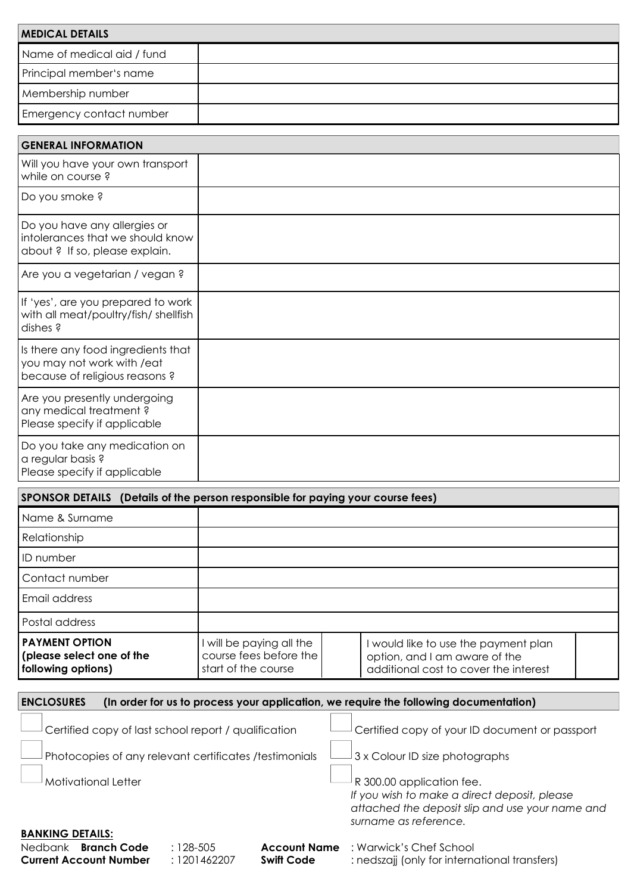| **MEDICAL DETAILS** | |
|---|---|
| Name of medical aid / fund | |
| Principal member's name | |
| Membership number | |
| Emergency contact number | |

| **GENERAL INFORMATION** | |
|---|---|
| Will you have your own transport while on course ? | |
| Do you smoke ? | |
| Do you have any allergies or intolerances that we should know about ? If so, please explain. | |
| Are you a vegetarian / vegan ? | |
| If 'yes', are you prepared to work with all meat/poultry/fish/ shellfish dishes ? | |
| Is there any food ingredients that you may not work with /eat because of religious reasons ? | |
| Are you presently undergoing any medical treatment ? Please specify if applicable | |
| Do you take any medication on a regular basis ? Please specify if applicable | |

| **SPONSOR DETAILS (Details of the person responsible for paying your course fees)** | | | | |
|---|---|---|---|---|
| Name & Surname | | | | |
| Relationship | | | | |
| ID number | | | | |
| Contact number | | | | |
| Email address | | | | |
| Postal address | | | | |
| **PAYMENT OPTION (please select one of the following options)** | I will be paying all the course fees before the start of the course | | I would like to use the payment plan option, and I am aware of the additional cost to cover the interest | |

**ENCLOSURES (In order for us to process your application, we require the following documentation)**

- ☐ Certified copy of last school report / qualification
- ☐ Photocopies of any relevant certificates /testimonials
- ☐ Motivational Letter
- ☐ Certified copy of your ID document or passport
- ☐ 3 x Colour ID size photographs
- ☐ R 300.00 application fee.
  *If you wish to make a direct deposit, please attached the deposit slip and use your name and surname as reference.*

**BANKING DETAILS:**

Nedbank **Branch Code** : 128-505 **Account Name** : Warwick's Chef School
**Current Account Number** : 1201462207 **Swift Code** : nedszajj (only for international transfers)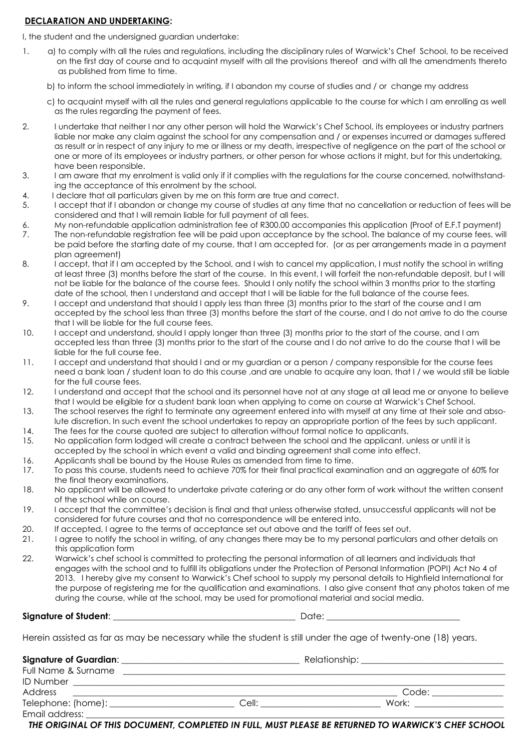## **DECLARATION AND UNDERTAKING:**

I, the student and the undersigned guardian undertake:

1. a) to comply with all the rules and regulations, including the disciplinary rules of Warwick's Chef School, to be received on the first day of course and to acquaint myself with all the provisions thereof and with all the amendments thereto as published from time to time.

   b) to inform the school immediately in writing, if I abandon my course of studies and / or change my address

   c) to acquaint myself with all the rules and general regulations applicable to the course for which I am enrolling as well as the rules regarding the payment of fees.

2. I undertake that neither I nor any other person will hold the Warwick's Chef School, its employees or industry partners liable nor make any claim against the school for any compensation and / or expenses incurred or damages suffered as result or in respect of any injury to me or illness or my death, irrespective of negligence on the part of the school or one or more of its employees or industry partners, or other person for whose actions it might, but for this undertaking, have been responsible.
3. I am aware that my enrolment is valid only if it complies with the regulations for the course concerned, notwithstanding the acceptance of this enrolment by the school.
4. I declare that all particulars given by me on this form are true and correct.
5. I accept that if I abandon or change my course of studies at any time that no cancellation or reduction of fees will be considered and that I will remain liable for full payment of all fees.
6. My non-refundable application administration fee of R300.00 accompanies this application (Proof of E.F.T payment)
7. The non-refundable registration fee will be paid upon acceptance by the school. The balance of my course fees, will be paid before the starting date of my course, that I am accepted for. (or as per arrangements made in a payment plan agreement)
8. I accept, that if I am accepted by the School, and I wish to cancel my application, I must notify the school in writing at least three (3) months before the start of the course. In this event, I will forfeit the non-refundable deposit, but I will not be liable for the balance of the course fees. Should I only notify the school within 3 months prior to the starting date of the school, then I understand and accept that I will be liable for the full balance of the course fees.
9. I accept and understand that should I apply less than three (3) months prior to the start of the course and I am accepted by the school less than three (3) months before the start of the course, and I do not arrive to do the course that I will be liable for the full course fees.
10. I accept and understand, should I apply longer than three (3) months prior to the start of the course, and I am accepted less than three (3) months prior to the start of the course and I do not arrive to do the course that I will be liable for the full course fee.
11. I accept and understand that should I and or my guardian or a person / company responsible for the course fees need a bank loan / student loan to do this course ,and are unable to acquire any loan, that I / we would still be liable for the full course fees.
12. I understand and accept that the school and its personnel have not at any stage at all lead me or anyone to believe that I would be eligible for a student bank loan when applying to come on course at Warwick's Chef School.
13. The school reserves the right to terminate any agreement entered into with myself at any time at their sole and absolute discretion. In such event the school undertakes to repay an appropriate portion of the fees by such applicant.
14. The fees for the course quoted are subject to alteration without formal notice to applicants.
15. No application form lodged will create a contract between the school and the applicant, unless or until it is accepted by the school in which event a valid and binding agreement shall come into effect.
16. Applicants shall be bound by the House Rules as amended from time to time.
17. To pass this course, students need to achieve 70% for their final practical examination and an aggregate of 60% for the final theory examinations.
18. No applicant will be allowed to undertake private catering or do any other form of work without the written consent of the school while on course.
19. I accept that the committee's decision is final and that unless otherwise stated, unsuccessful applicants will not be considered for future courses and that no correspondence will be entered into.
20. If accepted, I agree to the terms of acceptance set out above and the tariff of fees set out.
21. I agree to notify the school in writing, of any changes there may be to my personal particulars and other details on this application form
22. Warwick's chef school is committed to protecting the personal information of all learners and individuals that engages with the school and to fulfill its obligations under the Protection of Personal Information (POPI) Act No 4 of 2013. I hereby give my consent to Warwick's Chef school to supply my personal details to Highfield International for the purpose of registering me for the qualification and examinations. I also give consent that any photos taken of me during the course, while at the school, may be used for promotional material and social media.

**Signature of Student**: ________________________________ Date: ________________________

Herein assisted as far as may be necessary while the student is still under the age of twenty-one (18) years.

**Signature of Guardian**: ________________________________ Relationship: ________________________

Full Name & Surname ______________________________________________________________

ID Number ______________________________________________________________

Address ____________________________________________________ Code: ______________

Telephone: (home): ____________________ Cell: ____________________ Work: ____________________

Email address: ______________________________________________________________

***THE ORIGINAL OF THIS DOCUMENT, COMPLETED IN FULL, MUST PLEASE BE RETURNED TO WARWICK'S CHEF SCHOOL***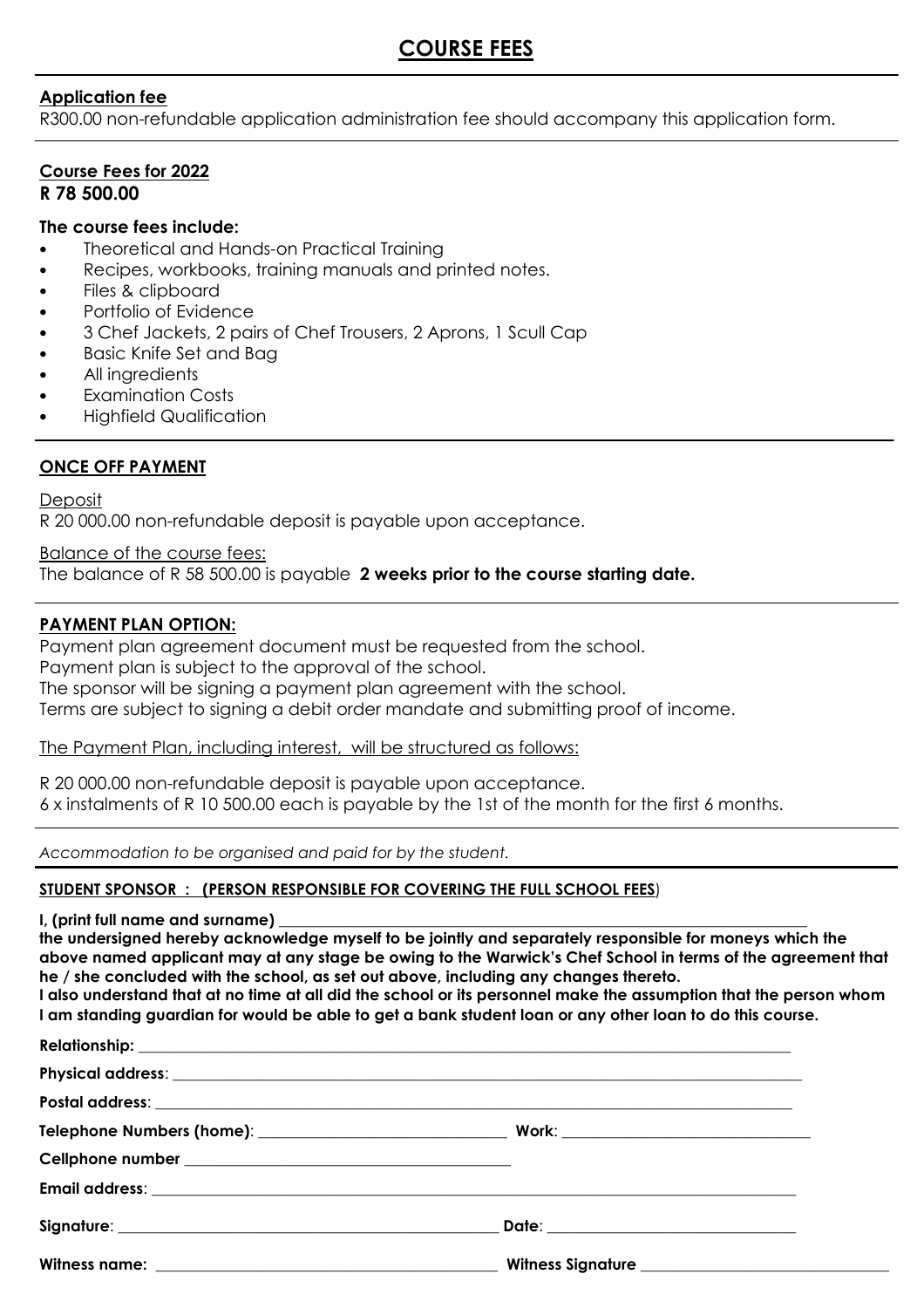# COURSE FEES

**Application fee**

R300.00 non-refundable application administration fee should accompany this application form.

**Course Fees for 2022**
**R 78 500.00**

**The course fees include:**

- Theoretical and Hands-on Practical Training
- Recipes, workbooks, training manuals and printed notes.
- Files & clipboard
- Portfolio of Evidence
- 3 Chef Jackets, 2 pairs of Chef Trousers, 2 Aprons, 1 Scull Cap
- Basic Knife Set and Bag
- All ingredients
- Examination Costs
- Highfield Qualification

**ONCE OFF PAYMENT**

Deposit

R 20 000.00 non-refundable deposit is payable upon acceptance.

Balance of the course fees:

The balance of R 58 500.00 is payable **2 weeks prior to the course starting date.**

**PAYMENT PLAN OPTION:**

Payment plan agreement document must be requested from the school.
Payment plan is subject to the approval of the school.
The sponsor will be signing a payment plan agreement with the school.
Terms are subject to signing a debit order mandate and submitting proof of income.

The Payment Plan, including interest, will be structured as follows:

R 20 000.00 non-refundable deposit is payable upon acceptance.
6 x instalments of R 10 500.00 each is payable by the 1st of the month for the first 6 months.

*Accommodation to be organised and paid for by the student.*

**STUDENT SPONSOR : (PERSON RESPONSIBLE FOR COVERING THE FULL SCHOOL FEES)**

**I, (print full name and surname) ______________________________**
**the undersigned hereby acknowledge myself to be jointly and separately responsible for moneys which the above named applicant may at any stage be owing to the Warwick's Chef School in terms of the agreement that he / she concluded with the school, as set out above, including any changes thereto.**
**I also understand that at no time at all did the school or its personnel make the assumption that the person whom I am standing guardian for would be able to get a bank student loan or any other loan to do this course.**

**Relationship:** ______________________________

**Physical address**: ______________________________

**Postal address**: ______________________________

**Telephone Numbers (home)**: ____________________ **Work**: ____________________

**Cellphone number** ______________________________

**Email address**: ______________________________

**Signature**: ____________________ **Date**: ____________________

**Witness name:** ____________________ **Witness Signature** ____________________